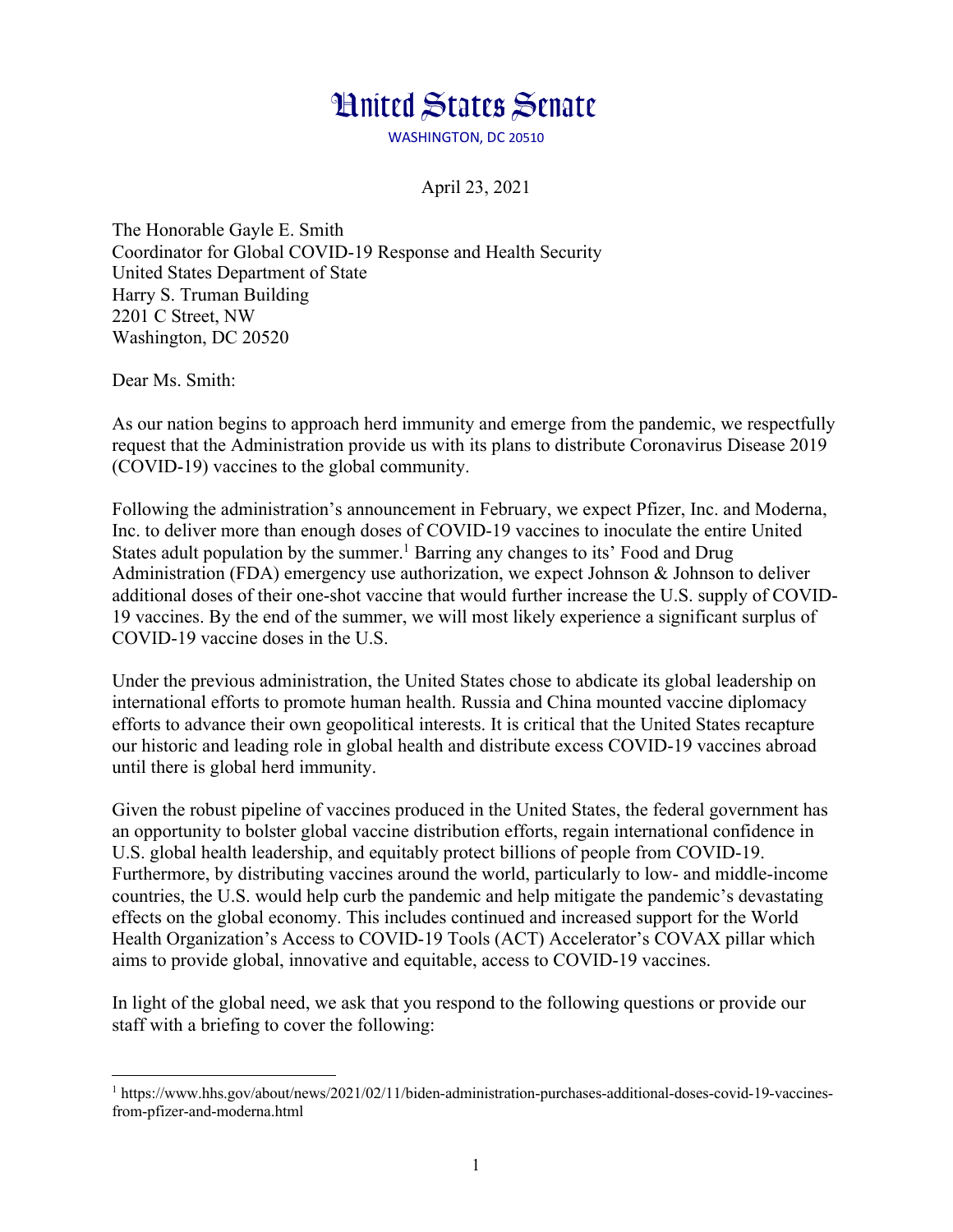# United States Senate

WASHINGTON, DC 20510

April 23, 2021

The Honorable Gayle E. Smith
Coordinator for Global COVID-19 Response and Health Security
United States Department of State
Harry S. Truman Building
2201 C Street, NW
Washington, DC 20520

Dear Ms. Smith:

As our nation begins to approach herd immunity and emerge from the pandemic, we respectfully request that the Administration provide us with its plans to distribute Coronavirus Disease 2019 (COVID-19) vaccines to the global community.

Following the administration's announcement in February, we expect Pfizer, Inc. and Moderna, Inc. to deliver more than enough doses of COVID-19 vaccines to inoculate the entire United States adult population by the summer.[1] Barring any changes to its' Food and Drug Administration (FDA) emergency use authorization, we expect Johnson & Johnson to deliver additional doses of their one-shot vaccine that would further increase the U.S. supply of COVID-19 vaccines. By the end of the summer, we will most likely experience a significant surplus of COVID-19 vaccine doses in the U.S.

Under the previous administration, the United States chose to abdicate its global leadership on international efforts to promote human health. Russia and China mounted vaccine diplomacy efforts to advance their own geopolitical interests. It is critical that the United States recapture our historic and leading role in global health and distribute excess COVID-19 vaccines abroad until there is global herd immunity.

Given the robust pipeline of vaccines produced in the United States, the federal government has an opportunity to bolster global vaccine distribution efforts, regain international confidence in U.S. global health leadership, and equitably protect billions of people from COVID-19. Furthermore, by distributing vaccines around the world, particularly to low- and middle-income countries, the U.S. would help curb the pandemic and help mitigate the pandemic's devastating effects on the global economy. This includes continued and increased support for the World Health Organization's Access to COVID-19 Tools (ACT) Accelerator's COVAX pillar which aims to provide global, innovative and equitable, access to COVID-19 vaccines.

In light of the global need, we ask that you respond to the following questions or provide our staff with a briefing to cover the following:

---

[1] https://www.hhs.gov/about/news/2021/02/11/biden-administration-purchases-additional-doses-covid-19-vaccines-from-pfizer-and-moderna.html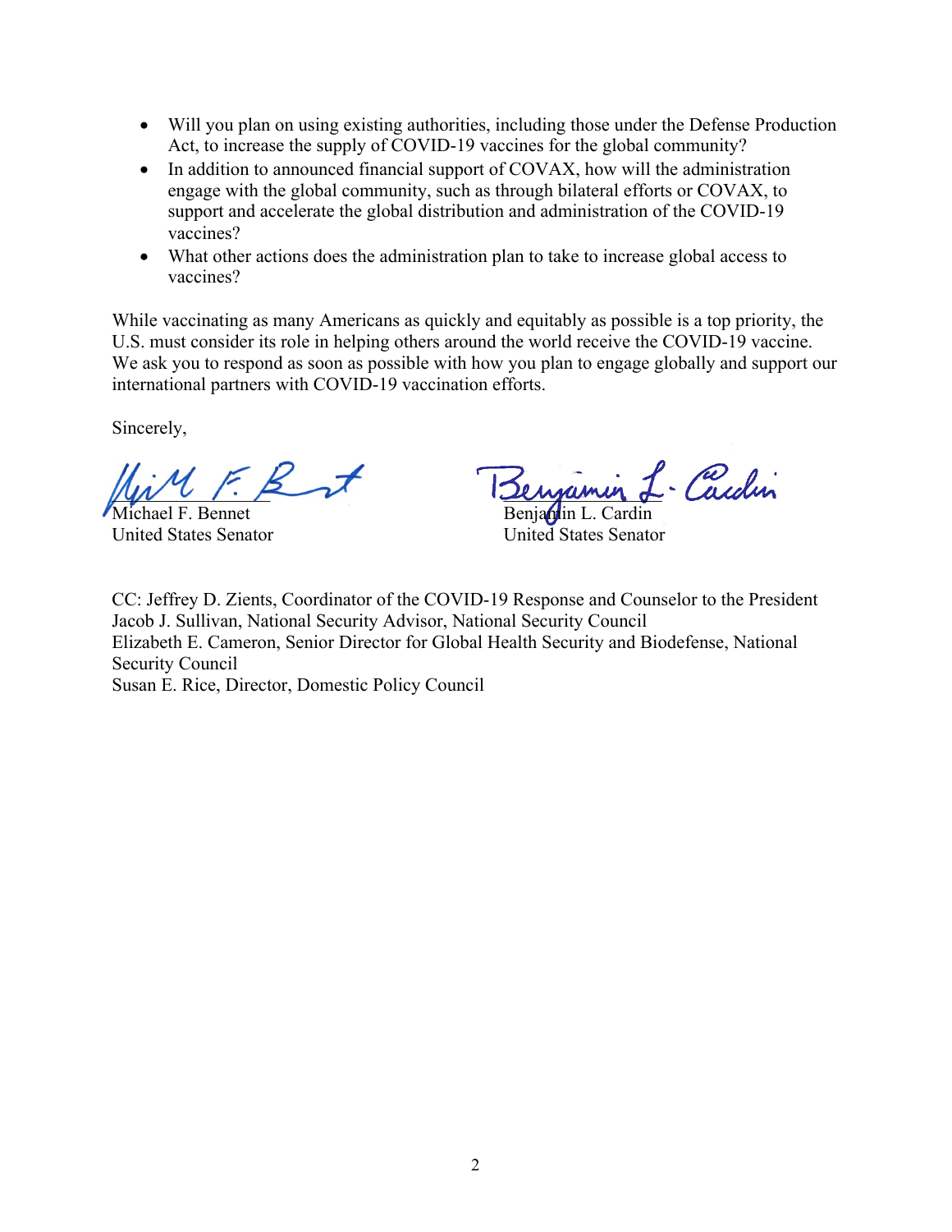- Will you plan on using existing authorities, including those under the Defense Production Act, to increase the supply of COVID-19 vaccines for the global community?
- In addition to announced financial support of COVAX, how will the administration engage with the global community, such as through bilateral efforts or COVAX, to support and accelerate the global distribution and administration of the COVID-19 vaccines?
- What other actions does the administration plan to take to increase global access to vaccines?

While vaccinating as many Americans as quickly and equitably as possible is a top priority, the U.S. must consider its role in helping others around the world receive the COVID-19 vaccine. We ask you to respond as soon as possible with how you plan to engage globally and support our international partners with COVID-19 vaccination efforts.

Sincerely,

Michael F. Bennet
United States Senator

Benjamin L. Cardin
United States Senator

CC: Jeffrey D. Zients, Coordinator of the COVID-19 Response and Counselor to the President
Jacob J. Sullivan, National Security Advisor, National Security Council
Elizabeth E. Cameron, Senior Director for Global Health Security and Biodefense, National Security Council
Susan E. Rice, Director, Domestic Policy Council